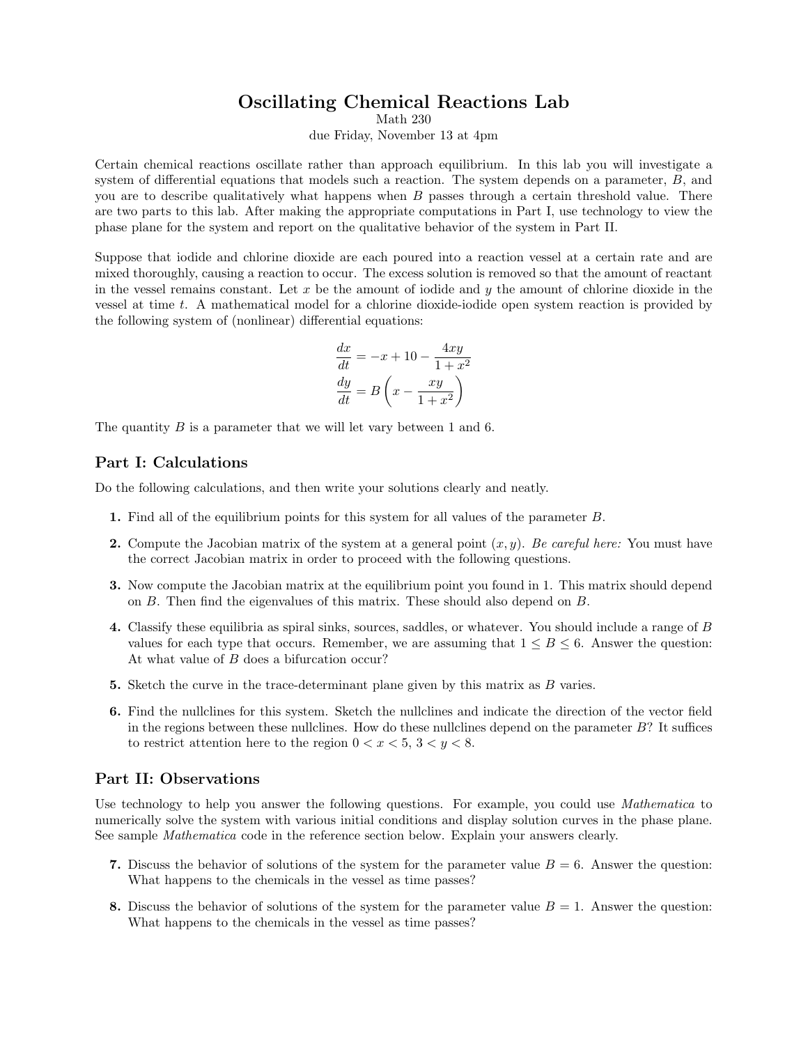# Oscillating Chemical Reactions Lab

Math 230

due Friday, November 13 at 4pm

Certain chemical reactions oscillate rather than approach equilibrium. In this lab you will investigate a system of differential equations that models such a reaction. The system depends on a parameter, $B$, and you are to describe qualitatively what happens when $B$ passes through a certain threshold value. There are two parts to this lab. After making the appropriate computations in Part I, use technology to view the phase plane for the system and report on the qualitative behavior of the system in Part II.

Suppose that iodide and chlorine dioxide are each poured into a reaction vessel at a certain rate and are mixed thoroughly, causing a reaction to occur. The excess solution is removed so that the amount of reactant in the vessel remains constant. Let $x$ be the amount of iodide and $y$ the amount of chlorine dioxide in the vessel at time $t$. A mathematical model for a chlorine dioxide-iodide open system reaction is provided by the following system of (nonlinear) differential equations:

$$\frac{dx}{dt} = -x + 10 - \frac{4xy}{1+x^2}$$

$$\frac{dy}{dt} = B\left(x - \frac{xy}{1+x^2}\right)$$

The quantity $B$ is a parameter that we will let vary between 1 and 6.

## Part I: Calculations

Do the following calculations, and then write your solutions clearly and neatly.

**1.** Find all of the equilibrium points for this system for all values of the parameter $B$.

**2.** Compute the Jacobian matrix of the system at a general point $(x, y)$. *Be careful here:* You must have the correct Jacobian matrix in order to proceed with the following questions.

**3.** Now compute the Jacobian matrix at the equilibrium point you found in 1. This matrix should depend on $B$. Then find the eigenvalues of this matrix. These should also depend on $B$.

**4.** Classify these equilibria as spiral sinks, sources, saddles, or whatever. You should include a range of $B$ values for each type that occurs. Remember, we are assuming that $1 \leq B \leq 6$. Answer the question: At what value of $B$ does a bifurcation occur?

**5.** Sketch the curve in the trace-determinant plane given by this matrix as $B$ varies.

**6.** Find the nullclines for this system. Sketch the nullclines and indicate the direction of the vector field in the regions between these nullclines. How do these nullclines depend on the parameter $B$? It suffices to restrict attention here to the region $0 < x < 5$, $3 < y < 8$.

## Part II: Observations

Use technology to help you answer the following questions. For example, you could use *Mathematica* to numerically solve the system with various initial conditions and display solution curves in the phase plane. See sample *Mathematica* code in the reference section below. Explain your answers clearly.

**7.** Discuss the behavior of solutions of the system for the parameter value $B = 6$. Answer the question: What happens to the chemicals in the vessel as time passes?

**8.** Discuss the behavior of solutions of the system for the parameter value $B = 1$. Answer the question: What happens to the chemicals in the vessel as time passes?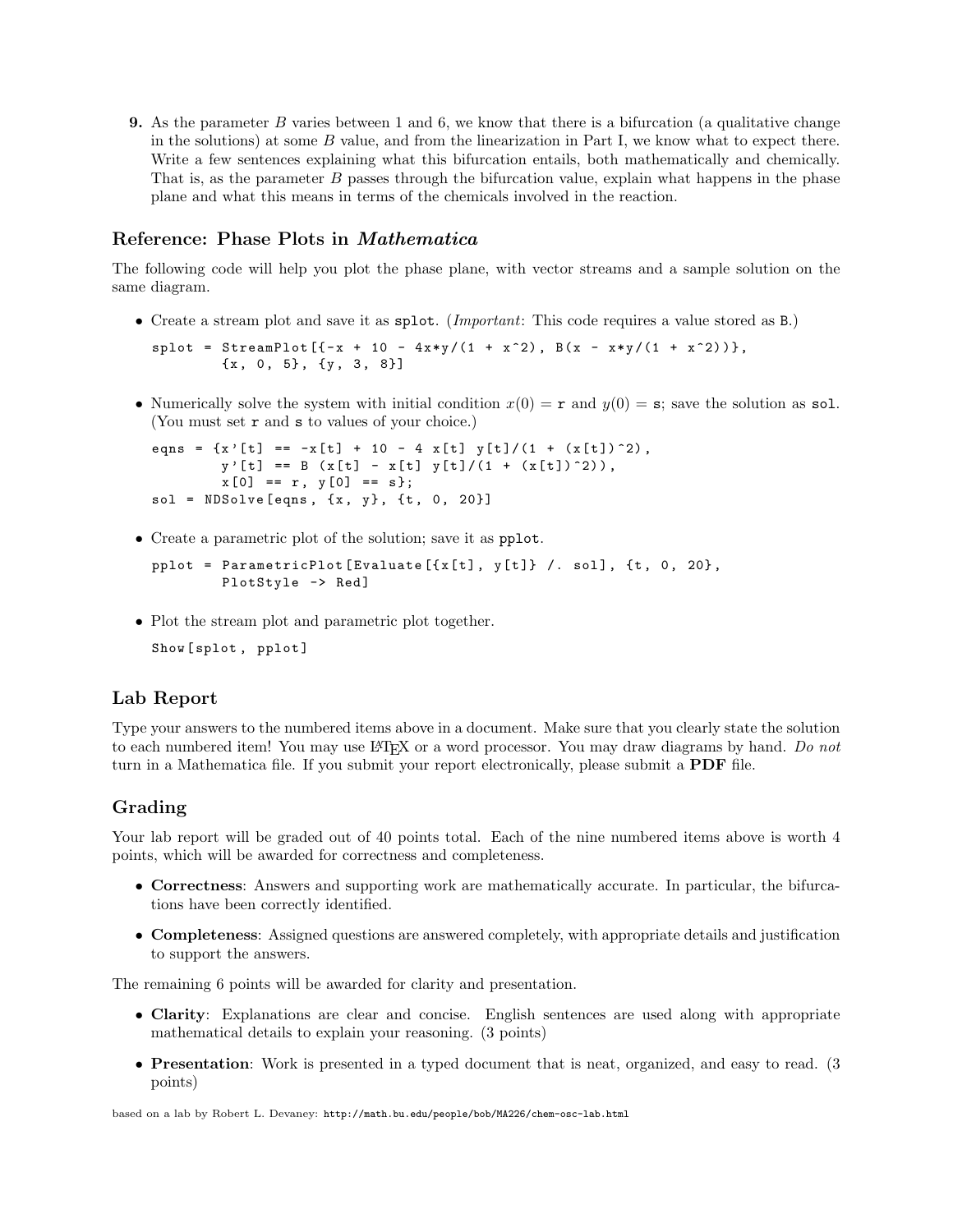**9.** As the parameter $B$ varies between 1 and 6, we know that there is a bifurcation (a qualitative change in the solutions) at some $B$ value, and from the linearization in Part I, we know what to expect there. Write a few sentences explaining what this bifurcation entails, both mathematically and chemically. That is, as the parameter $B$ passes through the bifurcation value, explain what happens in the phase plane and what this means in terms of the chemicals involved in the reaction.

## Reference: Phase Plots in *Mathematica*

The following code will help you plot the phase plane, with vector streams and a sample solution on the same diagram.

- Create a stream plot and save it as `splot`. (*Important*: This code requires a value stored as `B`.)

```
splot = StreamPlot[{-x + 10 - 4x*y/(1 + x^2), B(x - x*y/(1 + x^2))},
        {x, 0, 5}, {y, 3, 8}]
```

- Numerically solve the system with initial condition $x(0) =$ `r` and $y(0) =$ `s`; save the solution as `sol`. (You must set `r` and `s` to values of your choice.)

```
eqns = {x'[t] == -x[t] + 10 - 4 x[t] y[t]/(1 + (x[t])^2),
        y'[t] == B (x[t] - x[t] y[t]/(1 + (x[t])^2)),
        x[0] == r, y[0] == s};
sol = NDSolve[eqns, {x, y}, {t, 0, 20}]
```

- Create a parametric plot of the solution; save it as `pplot`.

```
pplot = ParametricPlot[Evaluate[{x[t], y[t]} /. sol], {t, 0, 20},
        PlotStyle -> Red]
```

- Plot the stream plot and parametric plot together.

```
Show[splot, pplot]
```

## Lab Report

Type your answers to the numbered items above in a document. Make sure that you clearly state the solution to each numbered item! You may use LaTeX or a word processor. You may draw diagrams by hand. *Do not* turn in a Mathematica file. If you submit your report electronically, please submit a **PDF** file.

## Grading

Your lab report will be graded out of 40 points total. Each of the nine numbered items above is worth 4 points, which will be awarded for correctness and completeness.

- **Correctness**: Answers and supporting work are mathematically accurate. In particular, the bifurcations have been correctly identified.
- **Completeness**: Assigned questions are answered completely, with appropriate details and justification to support the answers.

The remaining 6 points will be awarded for clarity and presentation.

- **Clarity**: Explanations are clear and concise. English sentences are used along with appropriate mathematical details to explain your reasoning. (3 points)
- **Presentation**: Work is presented in a typed document that is neat, organized, and easy to read. (3 points)

based on a lab by Robert L. Devaney: http://math.bu.edu/people/bob/MA226/chem-osc-lab.html